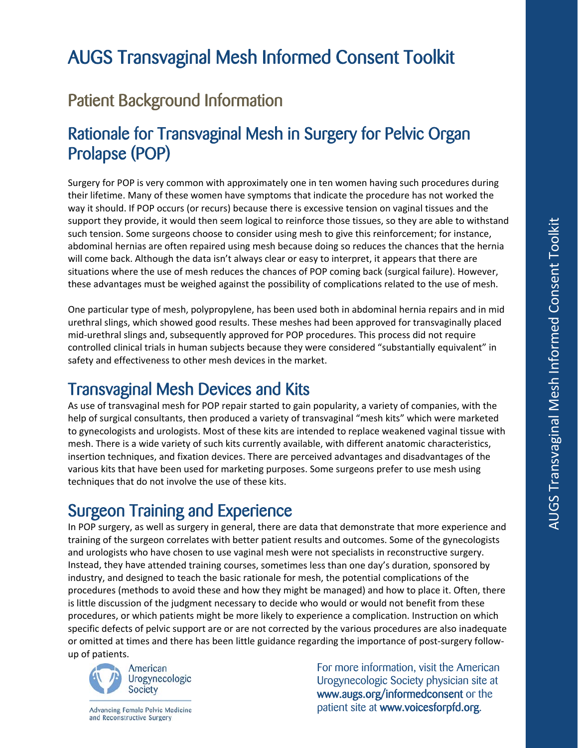# AUGS Transvaginal Mesh Informed Consent Toolkit

## Patient Background Information

## Rationale for Transvaginal Mesh in Surgery for Pelvic Organ Prolapse (POP)

Surgery for POP is very common with approximately one in ten women having such procedures during their lifetime. Many of these women have symptoms that indicate the procedure has not worked the way it should. If POP occurs (or recurs) because there is excessive tension on vaginal tissues and the support they provide, it would then seem logical to reinforce those tissues, so they are able to withstand such tension. Some surgeons choose to consider using mesh to give this reinforcement; for instance, abdominal hernias are often repaired using mesh because doing so reduces the chances that the hernia will come back. Although the data isn't always clear or easy to interpret, it appears that there are situations where the use of mesh reduces the chances of POP coming back (surgical failure). However, these advantages must be weighed against the possibility of complications related to the use of mesh.

One particular type of mesh, polypropylene, has been used both in abdominal hernia repairs and in mid urethral slings, which showed good results. These meshes had been approved for transvaginally placed mid-urethral slings and, subsequently approved for POP procedures. This process did not require controlled clinical trials in human subjects because they were considered "substantially equivalent" in safety and effectiveness to other mesh devices in the market.

## Transvaginal Mesh Devices and Kits

As use of transvaginal mesh for POP repair started to gain popularity, a variety of companies, with the help of surgical consultants, then produced a variety of transvaginal "mesh kits" which were marketed to gynecologists and urologists. Most of these kits are intended to replace weakened vaginal tissue with mesh. There is a wide variety of such kits currently available, with different anatomic characteristics, insertion techniques, and fixation devices. There are perceived advantages and disadvantages of the various kits that have been used for marketing purposes. Some surgeons prefer to use mesh using techniques that do not involve the use of these kits.

## Surgeon Training and Experience

In POP surgery, as well as surgery in general, there are data that demonstrate that more experience and training of the surgeon correlates with better patient results and outcomes. Some of the gynecologists and urologists who have chosen to use vaginal mesh were not specialists in reconstructive surgery. Instead, they have attended training courses, sometimes less than one day's duration, sponsored by industry, and designed to teach the basic rationale for mesh, the potential complications of the procedures (methods to avoid these and how they might be managed) and how to place it. Often, there is little discussion of the judgment necessary to decide who would or would not benefit from these procedures, or which patients might be more likely to experience a complication. Instruction on which specific defects of pelvic support are or are not corrected by the various procedures are also inadequate or omitted at times and there has been little guidance regarding the importance of post-surgery follow-up of patients.

American Urogynecologic Society

Advancing Female Pelvic Medicine and Reconstructive Surgery

For more information, visit the American Urogynecologic Society physician site at www.augs.org/informedconsent or the patient site at www.voicesforpfd.org.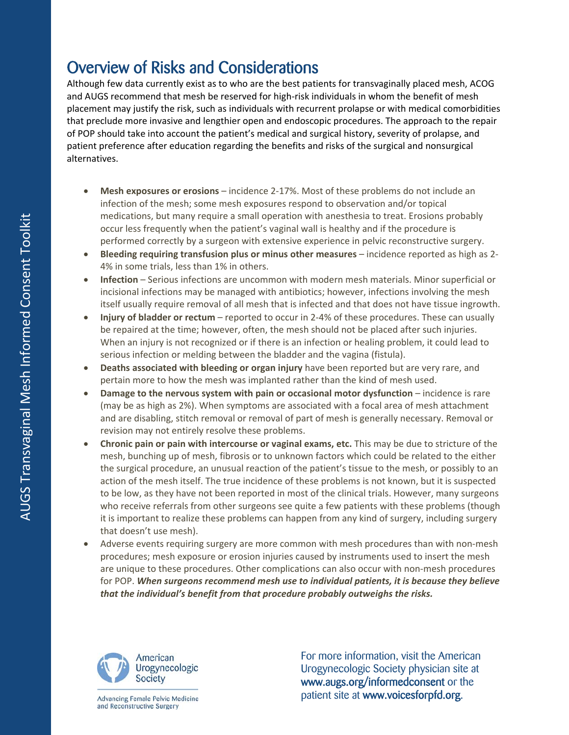# Overview of Risks and Considerations

Although few data currently exist as to who are the best patients for transvaginally placed mesh, ACOG and AUGS recommend that mesh be reserved for high-risk individuals in whom the benefit of mesh placement may justify the risk, such as individuals with recurrent prolapse or with medical comorbidities that preclude more invasive and lengthier open and endoscopic procedures. The approach to the repair of POP should take into account the patient's medical and surgical history, severity of prolapse, and patient preference after education regarding the benefits and risks of the surgical and nonsurgical alternatives.

- **Mesh exposures or erosions** – incidence 2-17%. Most of these problems do not include an infection of the mesh; some mesh exposures respond to observation and/or topical medications, but many require a small operation with anesthesia to treat. Erosions probably occur less frequently when the patient's vaginal wall is healthy and if the procedure is performed correctly by a surgeon with extensive experience in pelvic reconstructive surgery.
- **Bleeding requiring transfusion plus or minus other measures** – incidence reported as high as 2-4% in some trials, less than 1% in others.
- **Infection** – Serious infections are uncommon with modern mesh materials. Minor superficial or incisional infections may be managed with antibiotics; however, infections involving the mesh itself usually require removal of all mesh that is infected and that does not have tissue ingrowth.
- **Injury of bladder or rectum** – reported to occur in 2-4% of these procedures. These can usually be repaired at the time; however, often, the mesh should not be placed after such injuries. When an injury is not recognized or if there is an infection or healing problem, it could lead to serious infection or melding between the bladder and the vagina (fistula).
- **Deaths associated with bleeding or organ injury** have been reported but are very rare, and pertain more to how the mesh was implanted rather than the kind of mesh used.
- **Damage to the nervous system with pain or occasional motor dysfunction** – incidence is rare (may be as high as 2%). When symptoms are associated with a focal area of mesh attachment and are disabling, stitch removal or removal of part of mesh is generally necessary. Removal or revision may not entirely resolve these problems.
- **Chronic pain or pain with intercourse or vaginal exams, etc.** This may be due to stricture of the mesh, bunching up of mesh, fibrosis or to unknown factors which could be related to the either the surgical procedure, an unusual reaction of the patient's tissue to the mesh, or possibly to an action of the mesh itself. The true incidence of these problems is not known, but it is suspected to be low, as they have not been reported in most of the clinical trials. However, many surgeons who receive referrals from other surgeons see quite a few patients with these problems (though it is important to realize these problems can happen from any kind of surgery, including surgery that doesn't use mesh).
- Adverse events requiring surgery are more common with mesh procedures than with non-mesh procedures; mesh exposure or erosion injuries caused by instruments used to insert the mesh are unique to these procedures. Other complications can also occur with non-mesh procedures for POP. ***When surgeons recommend mesh use to individual patients, it is because they believe that the individual's benefit from that procedure probably outweighs the risks.***

American Urogynecologic Society

Advancing Female Pelvic Medicine and Reconstructive Surgery

For more information, visit the American Urogynecologic Society physician site at **www.augs.org/informedconsent** or the patient site at **www.voicesforpfd.org**.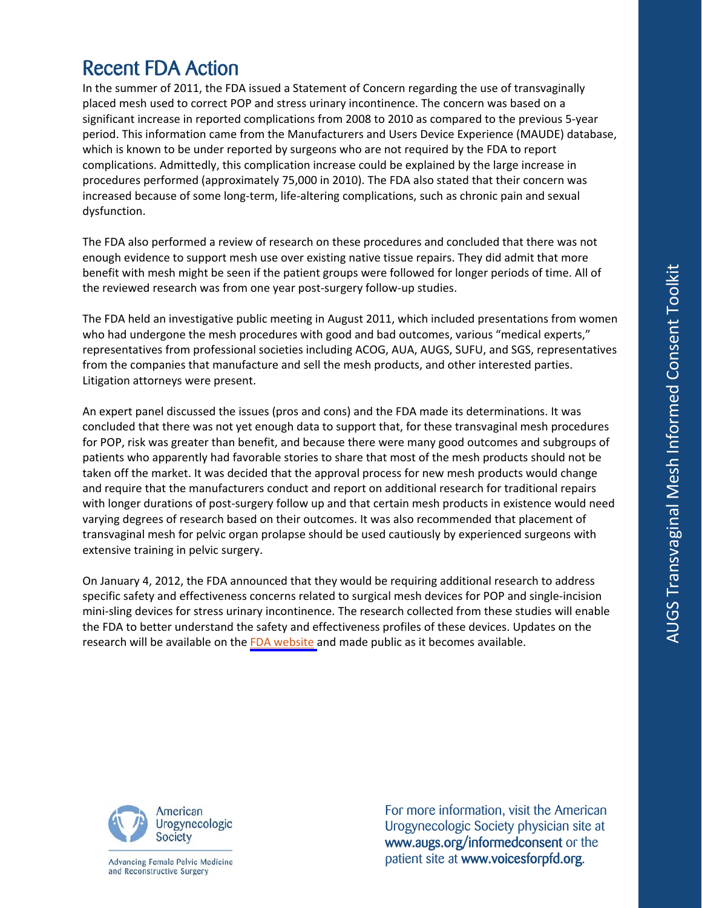# Recent FDA Action

In the summer of 2011, the FDA issued a Statement of Concern regarding the use of transvaginally placed mesh used to correct POP and stress urinary incontinence. The concern was based on a significant increase in reported complications from 2008 to 2010 as compared to the previous 5-year period. This information came from the Manufacturers and Users Device Experience (MAUDE) database, which is known to be under reported by surgeons who are not required by the FDA to report complications. Admittedly, this complication increase could be explained by the large increase in procedures performed (approximately 75,000 in 2010). The FDA also stated that their concern was increased because of some long-term, life-altering complications, such as chronic pain and sexual dysfunction.

The FDA also performed a review of research on these procedures and concluded that there was not enough evidence to support mesh use over existing native tissue repairs. They did admit that more benefit with mesh might be seen if the patient groups were followed for longer periods of time. All of the reviewed research was from one year post-surgery follow-up studies.

The FDA held an investigative public meeting in August 2011, which included presentations from women who had undergone the mesh procedures with good and bad outcomes, various "medical experts," representatives from professional societies including ACOG, AUA, AUGS, SUFU, and SGS, representatives from the companies that manufacture and sell the mesh products, and other interested parties. Litigation attorneys were present.

An expert panel discussed the issues (pros and cons) and the FDA made its determinations. It was concluded that there was not yet enough data to support that, for these transvaginal mesh procedures for POP, risk was greater than benefit, and because there were many good outcomes and subgroups of patients who apparently had favorable stories to share that most of the mesh products should not be taken off the market. It was decided that the approval process for new mesh products would change and require that the manufacturers conduct and report on additional research for traditional repairs with longer durations of post-surgery follow up and that certain mesh products in existence would need varying degrees of research based on their outcomes. It was also recommended that placement of transvaginal mesh for pelvic organ prolapse should be used cautiously by experienced surgeons with extensive training in pelvic surgery.

On January 4, 2012, the FDA announced that they would be requiring additional research to address specific safety and effectiveness concerns related to surgical mesh devices for POP and single-incision mini-sling devices for stress urinary incontinence. The research collected from these studies will enable the FDA to better understand the safety and effectiveness profiles of these devices. Updates on the research will be available on the FDA website and made public as it becomes available.

American Urogynecologic Society

Advancing Female Pelvic Medicine and Reconstructive Surgery

For more information, visit the American Urogynecologic Society physician site at **www.augs.org/informedconsent** or the patient site at **www.voicesforpfd.org**.